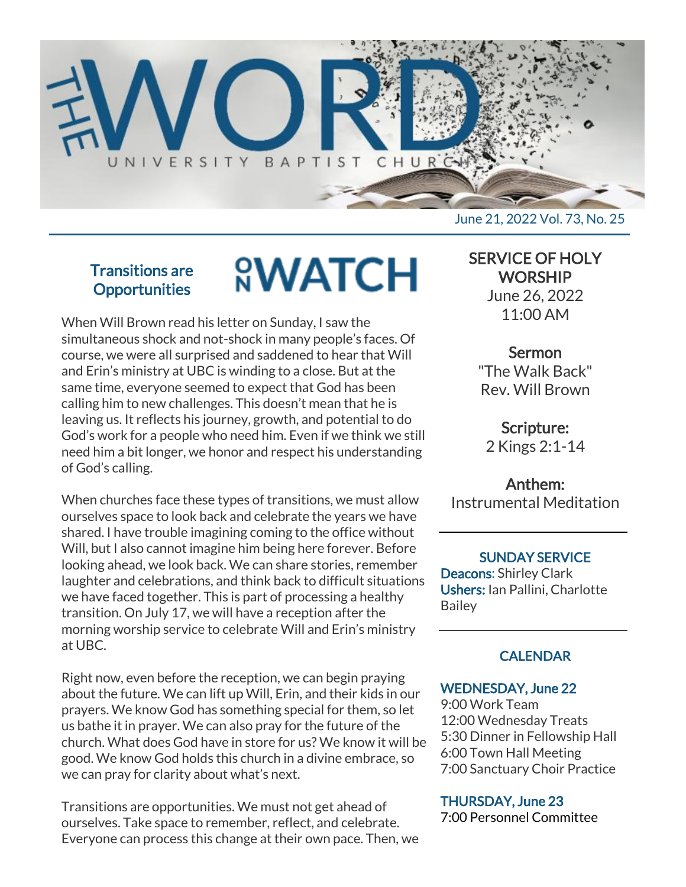# THE WORD

UNIVERSITY BAPTIST CHURCH

June 21, 2022 Vol. 73, No. 25

## ON WATCH

### Transitions are Opportunities

When Will Brown read his letter on Sunday, I saw the simultaneous shock and not-shock in many people's faces. Of course, we were all surprised and saddened to hear that Will and Erin's ministry at UBC is winding to a close. But at the same time, everyone seemed to expect that God has been calling him to new challenges. This doesn't mean that he is leaving us. It reflects his journey, growth, and potential to do God's work for a people who need him. Even if we think we still need him a bit longer, we honor and respect his understanding of God's calling.

When churches face these types of transitions, we must allow ourselves space to look back and celebrate the years we have shared. I have trouble imagining coming to the office without Will, but I also cannot imagine him being here forever. Before looking ahead, we look back. We can share stories, remember laughter and celebrations, and think back to difficult situations we have faced together. This is part of processing a healthy transition. On July 17, we will have a reception after the morning worship service to celebrate Will and Erin's ministry at UBC.

Right now, even before the reception, we can begin praying about the future. We can lift up Will, Erin, and their kids in our prayers. We know God has something special for them, so let us bathe it in prayer. We can also pray for the future of the church. What does God have in store for us? We know it will be good. We know God holds this church in a divine embrace, so we can pray for clarity about what's next.

Transitions are opportunities. We must not get ahead of ourselves. Take space to remember, reflect, and celebrate. Everyone can process this change at their own pace. Then, we

## SERVICE OF HOLY WORSHIP

June 26, 2022
11:00 AM

**Sermon**
"The Walk Back"
Rev. Will Brown

**Scripture:**
2 Kings 2:1-14

**Anthem:**
Instrumental Meditation

### SUNDAY SERVICE

**Deacons**: Shirley Clark
**Ushers:** Ian Pallini, Charlotte Bailey

### CALENDAR

**WEDNESDAY, June 22**
9:00 Work Team
12:00 Wednesday Treats
5:30 Dinner in Fellowship Hall
6:00 Town Hall Meeting
7:00 Sanctuary Choir Practice

**THURSDAY, June 23**
7:00 Personnel Committee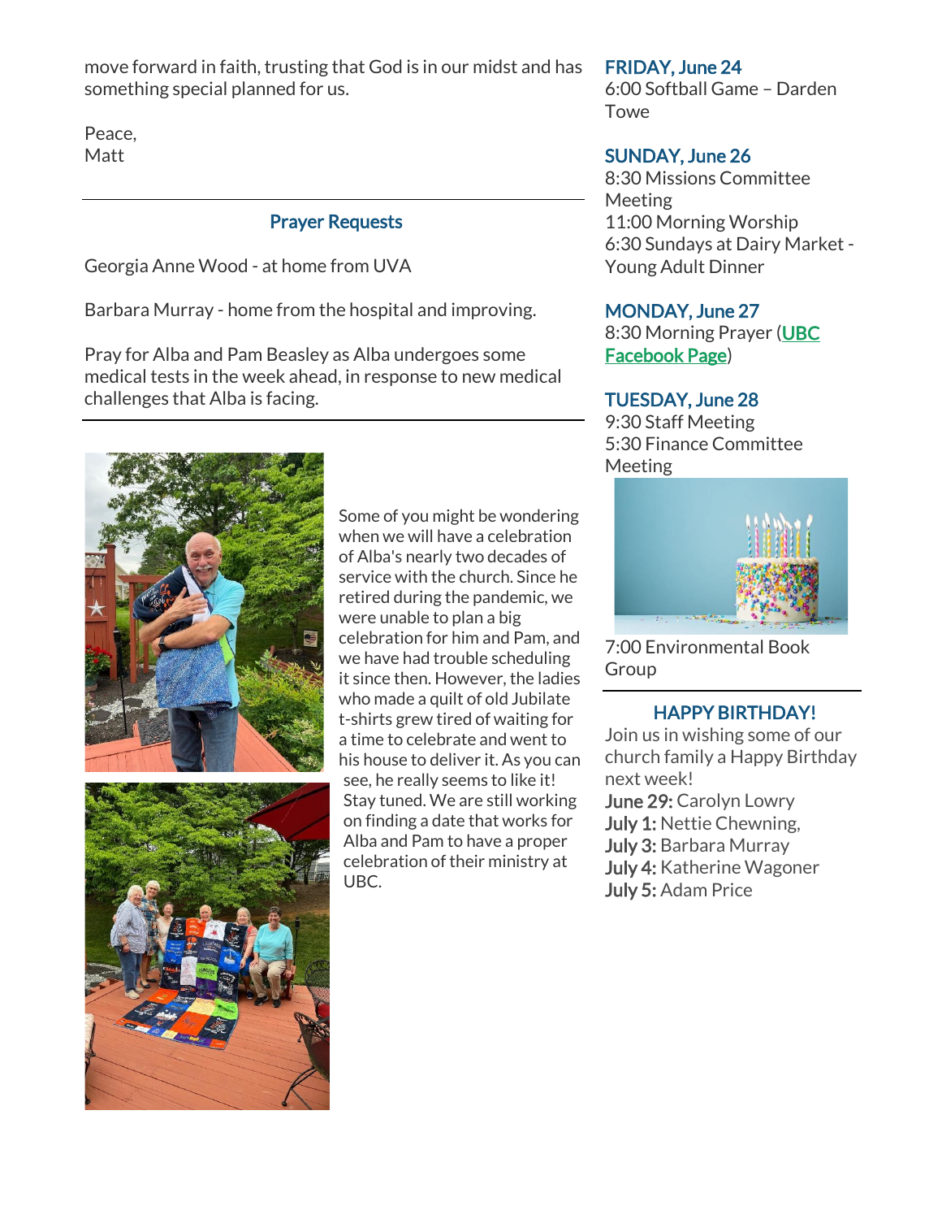move forward in faith, trusting that God is in our midst and has something special planned for us.

Peace,
Matt

## Prayer Requests

Georgia Anne Wood - at home from UVA

Barbara Murray - home from the hospital and improving.

Pray for Alba and Pam Beasley as Alba undergoes some medical tests in the week ahead, in response to new medical challenges that Alba is facing.

Some of you might be wondering when we will have a celebration of Alba's nearly two decades of service with the church. Since he retired during the pandemic, we were unable to plan a big celebration for him and Pam, and we have had trouble scheduling it since then. However, the ladies who made a quilt of old Jubilate t-shirts grew tired of waiting for a time to celebrate and went to his house to deliver it. As you can see, he really seems to like it! Stay tuned. We are still working on finding a date that works for Alba and Pam to have a proper celebration of their ministry at UBC.

### FRIDAY, June 24

6:00 Softball Game – Darden Towe

### SUNDAY, June 26

8:30 Missions Committee Meeting
11:00 Morning Worship
6:30 Sundays at Dairy Market - Young Adult Dinner

### MONDAY, June 27

8:30 Morning Prayer ([UBC Facebook Page](UBC Facebook Page))

### TUESDAY, June 28

9:30 Staff Meeting
5:30 Finance Committee Meeting

7:00 Environmental Book Group

## HAPPY BIRTHDAY!

Join us in wishing some of our church family a Happy Birthday next week!

**June 29:** Carolyn Lowry
**July 1:** Nettie Chewning,
**July 3:** Barbara Murray
**July 4:** Katherine Wagoner
**July 5:** Adam Price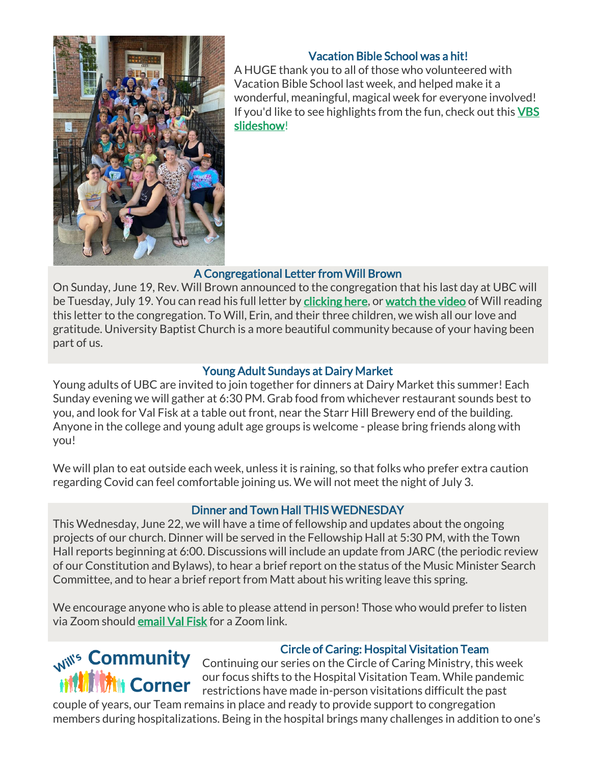## Vacation Bible School was a hit!

A HUGE thank you to all of those who volunteered with Vacation Bible School last week, and helped make it a wonderful, meaningful, magical week for everyone involved! If you'd like to see highlights from the fun, check out this VBS slideshow!

## A Congregational Letter from Will Brown

On Sunday, June 19, Rev. Will Brown announced to the congregation that his last day at UBC will be Tuesday, July 19. You can read his full letter by clicking here, or watch the video of Will reading this letter to the congregation. To Will, Erin, and their three children, we wish all our love and gratitude. University Baptist Church is a more beautiful community because of your having been part of us.

## Young Adult Sundays at Dairy Market

Young adults of UBC are invited to join together for dinners at Dairy Market this summer! Each Sunday evening we will gather at 6:30 PM. Grab food from whichever restaurant sounds best to you, and look for Val Fisk at a table out front, near the Starr Hill Brewery end of the building. Anyone in the college and young adult age groups is welcome - please bring friends along with you!

We will plan to eat outside each week, unless it is raining, so that folks who prefer extra caution regarding Covid can feel comfortable joining us. We will not meet the night of July 3.

## Dinner and Town Hall THIS WEDNESDAY

This Wednesday, June 22, we will have a time of fellowship and updates about the ongoing projects of our church. Dinner will be served in the Fellowship Hall at 5:30 PM, with the Town Hall reports beginning at 6:00. Discussions will include an update from JARC (the periodic review of our Constitution and Bylaws), to hear a brief report on the status of the Music Minister Search Committee, and to hear a brief report from Matt about his writing leave this spring.

We encourage anyone who is able to please attend in person! Those who would prefer to listen via Zoom should email Val Fisk for a Zoom link.

Will's Community Corner

## Circle of Caring: Hospital Visitation Team

Continuing our series on the Circle of Caring Ministry, this week our focus shifts to the Hospital Visitation Team. While pandemic restrictions have made in-person visitations difficult the past couple of years, our Team remains in place and ready to provide support to congregation members during hospitalizations. Being in the hospital brings many challenges in addition to one's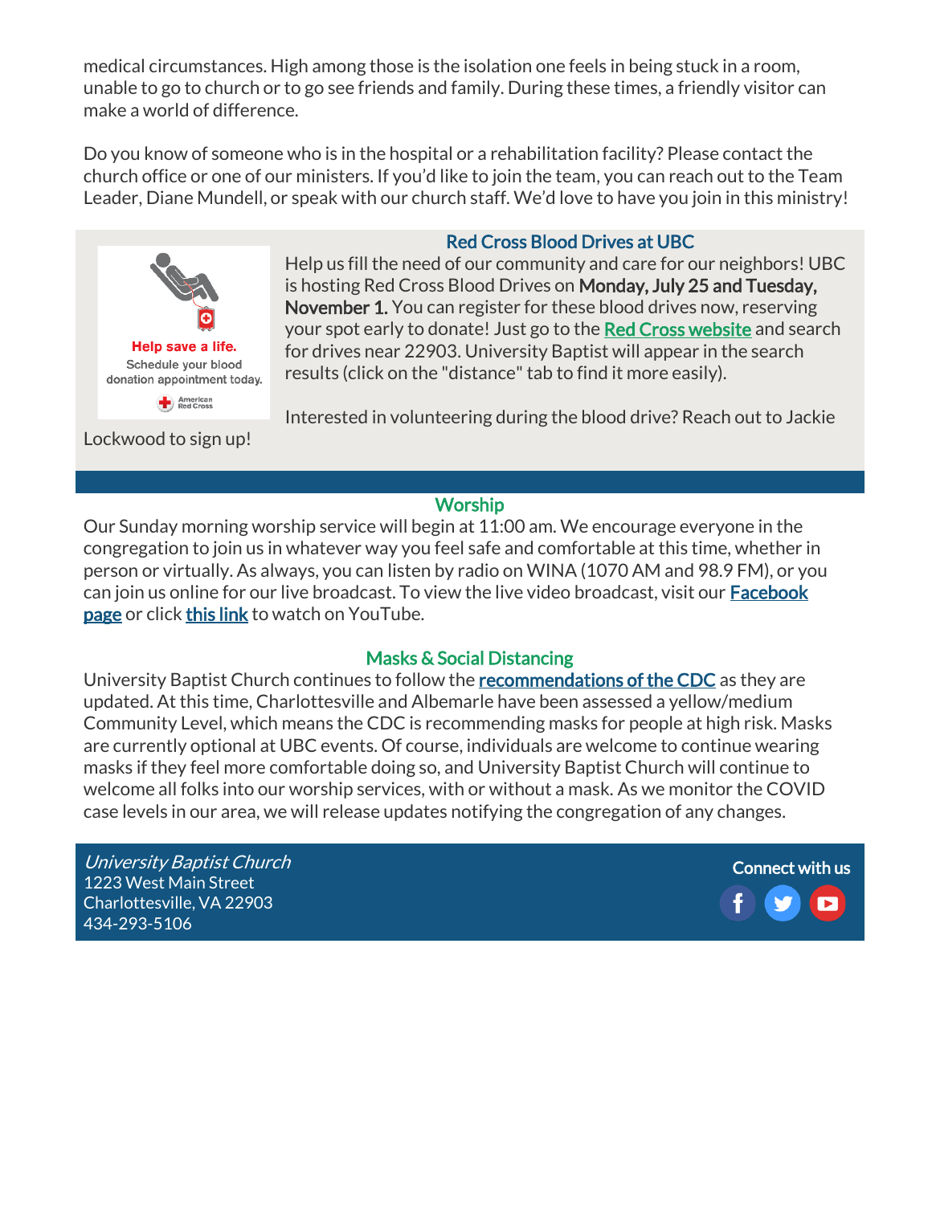medical circumstances. High among those is the isolation one feels in being stuck in a room, unable to go to church or to go see friends and family. During these times, a friendly visitor can make a world of difference.

Do you know of someone who is in the hospital or a rehabilitation facility? Please contact the church office or one of our ministers. If you'd like to join the team, you can reach out to the Team Leader, Diane Mundell, or speak with our church staff. We'd love to have you join in this ministry!

## Red Cross Blood Drives at UBC

Help us fill the need of our community and care for our neighbors! UBC is hosting Red Cross Blood Drives on **Monday, July 25 and Tuesday, November 1.** You can register for these blood drives now, reserving your spot early to donate! Just go to the Red Cross website and search for drives near 22903. University Baptist will appear in the search results (click on the "distance" tab to find it more easily).

Interested in volunteering during the blood drive? Reach out to Jackie Lockwood to sign up!

## Worship

Our Sunday morning worship service will begin at 11:00 am. We encourage everyone in the congregation to join us in whatever way you feel safe and comfortable at this time, whether in person or virtually. As always, you can listen by radio on WINA (1070 AM and 98.9 FM), or you can join us online for our live broadcast. To view the live video broadcast, visit our Facebook page or click this link to watch on YouTube.

## Masks & Social Distancing

University Baptist Church continues to follow the recommendations of the CDC as they are updated. At this time, Charlottesville and Albemarle have been assessed a yellow/medium Community Level, which means the CDC is recommending masks for people at high risk. Masks are currently optional at UBC events. Of course, individuals are welcome to continue wearing masks if they feel more comfortable doing so, and University Baptist Church will continue to welcome all folks into our worship services, with or without a mask. As we monitor the COVID case levels in our area, we will release updates notifying the congregation of any changes.

*University Baptist Church*
1223 West Main Street
Charlottesville, VA 22903
434-293-5106

Connect with us